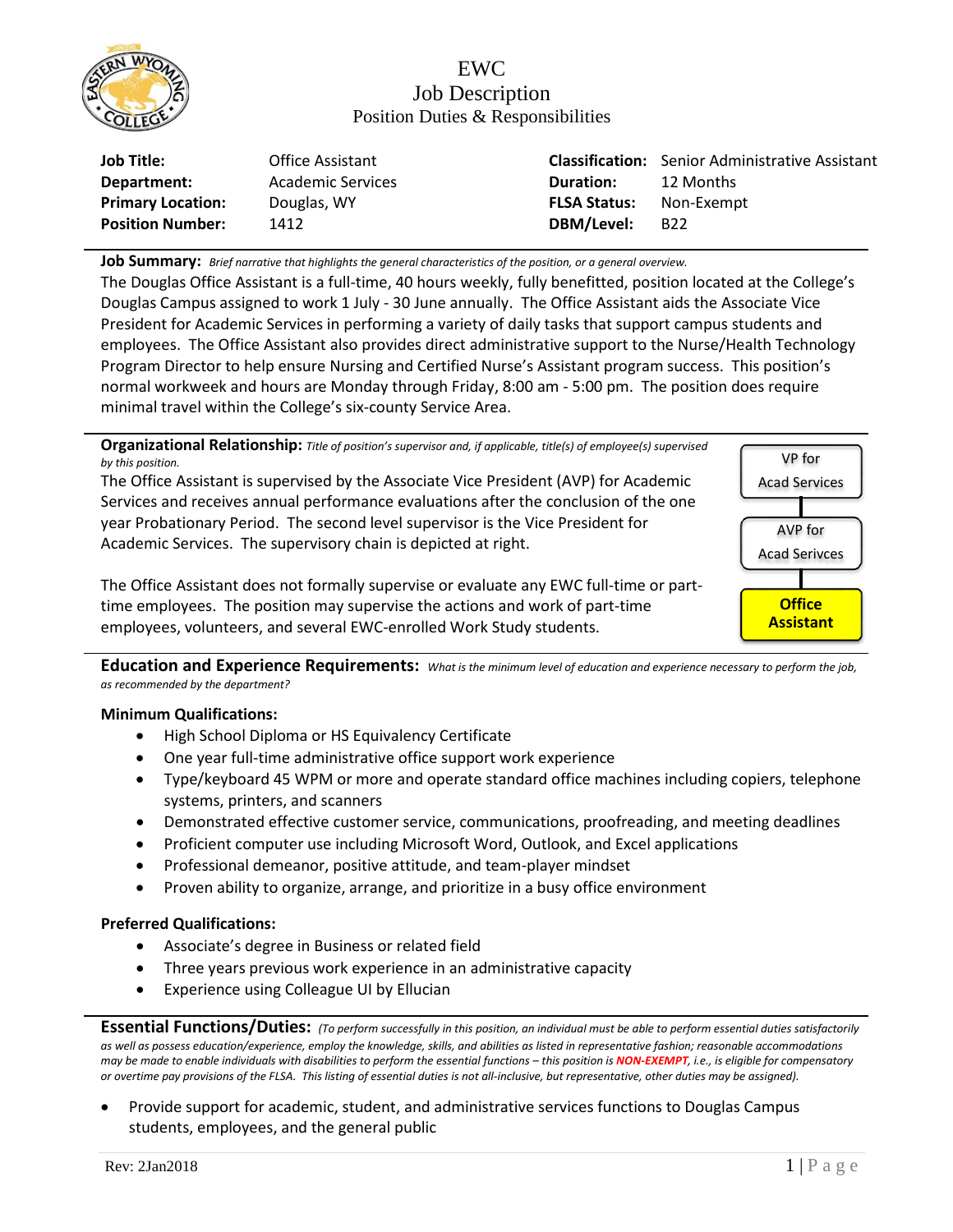# EWC
## Job Description
### Position Duties & Responsibilities

| | | | |
|---|---|---|---|
| **Job Title:** | Office Assistant | **Classification:** | Senior Administrative Assistant |
| **Department:** | Academic Services | **Duration:** | 12 Months |
| **Primary Location:** | Douglas, WY | **FLSA Status:** | Non-Exempt |
| **Position Number:** | 1412 | **DBM/Level:** | B22 |

**Job Summary:** *Brief narrative that highlights the general characteristics of the position, or a general overview.*

The Douglas Office Assistant is a full-time, 40 hours weekly, fully benefitted, position located at the College's Douglas Campus assigned to work 1 July - 30 June annually. The Office Assistant aids the Associate Vice President for Academic Services in performing a variety of daily tasks that support campus students and employees. The Office Assistant also provides direct administrative support to the Nurse/Health Technology Program Director to help ensure Nursing and Certified Nurse's Assistant program success. This position's normal workweek and hours are Monday through Friday, 8:00 am - 5:00 pm. The position does require minimal travel within the College's six-county Service Area.

**Organizational Relationship:** *Title of position's supervisor and, if applicable, title(s) of employee(s) supervised by this position.*

The Office Assistant is supervised by the Associate Vice President (AVP) for Academic Services and receives annual performance evaluations after the conclusion of the one year Probationary Period. The second level supervisor is the Vice President for Academic Services. The supervisory chain is depicted at right.

VP for Acad Services → AVP for Acad Serivces → **Office Assistant**

The Office Assistant does not formally supervise or evaluate any EWC full-time or part-time employees. The position may supervise the actions and work of part-time employees, volunteers, and several EWC-enrolled Work Study students.

**Education and Experience Requirements:** *What is the minimum level of education and experience necessary to perform the job, as recommended by the department?*

**Minimum Qualifications:**

- High School Diploma or HS Equivalency Certificate
- One year full-time administrative office support work experience
- Type/keyboard 45 WPM or more and operate standard office machines including copiers, telephone systems, printers, and scanners
- Demonstrated effective customer service, communications, proofreading, and meeting deadlines
- Proficient computer use including Microsoft Word, Outlook, and Excel applications
- Professional demeanor, positive attitude, and team-player mindset
- Proven ability to organize, arrange, and prioritize in a busy office environment

**Preferred Qualifications:**

- Associate's degree in Business or related field
- Three years previous work experience in an administrative capacity
- Experience using Colleague UI by Ellucian

**Essential Functions/Duties:** *(To perform successfully in this position, an individual must be able to perform essential duties satisfactorily as well as possess education/experience, employ the knowledge, skills, and abilities as listed in representative fashion; reasonable accommodations may be made to enable individuals with disabilities to perform the essential functions – this position is **NON-EXEMPT**, i.e., is eligible for compensatory or overtime pay provisions of the FLSA. This listing of essential duties is not all-inclusive, but representative, other duties may be assigned).*

- Provide support for academic, student, and administrative services functions to Douglas Campus students, employees, and the general public

Rev: 2Jan2018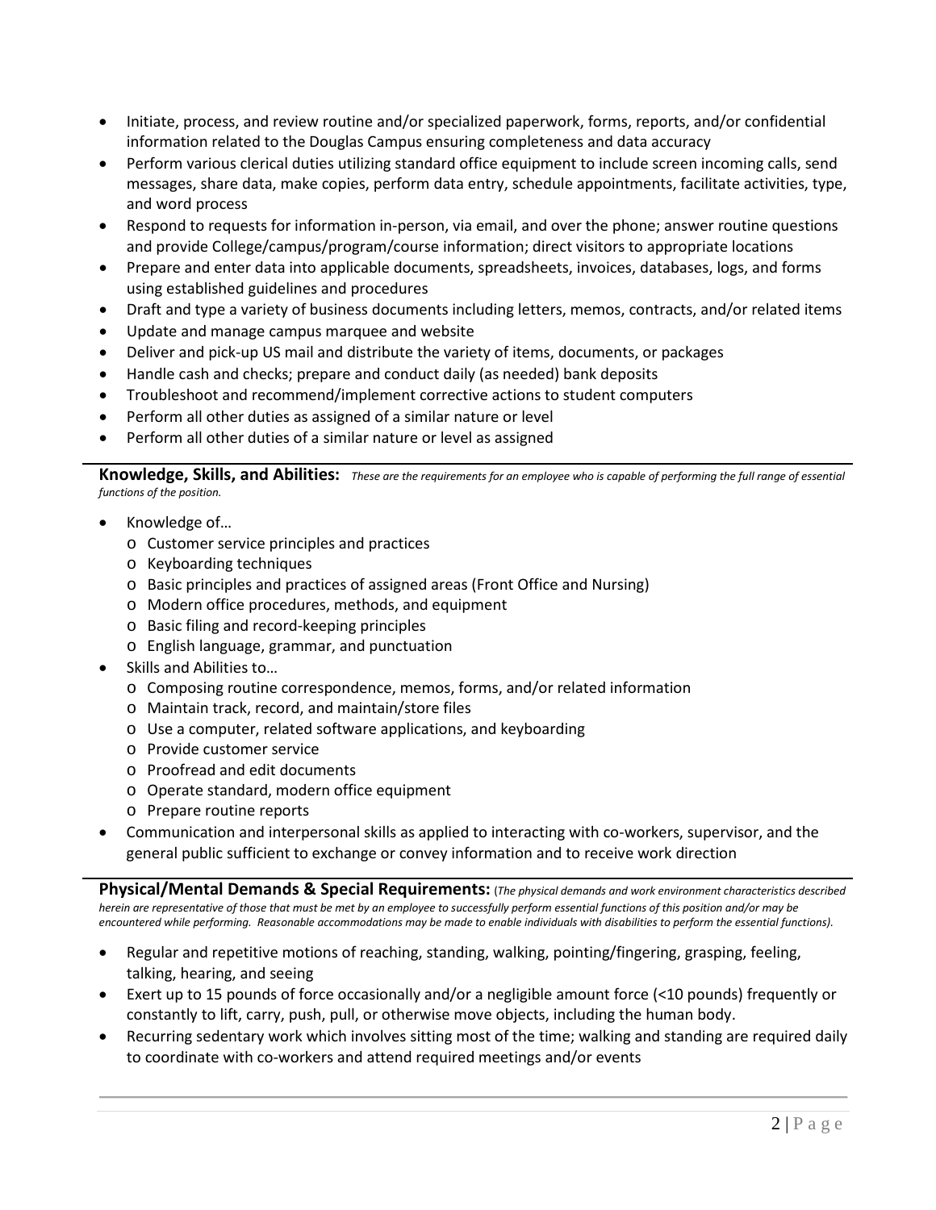- Initiate, process, and review routine and/or specialized paperwork, forms, reports, and/or confidential information related to the Douglas Campus ensuring completeness and data accuracy
- Perform various clerical duties utilizing standard office equipment to include screen incoming calls, send messages, share data, make copies, perform data entry, schedule appointments, facilitate activities, type, and word process
- Respond to requests for information in-person, via email, and over the phone; answer routine questions and provide College/campus/program/course information; direct visitors to appropriate locations
- Prepare and enter data into applicable documents, spreadsheets, invoices, databases, logs, and forms using established guidelines and procedures
- Draft and type a variety of business documents including letters, memos, contracts, and/or related items
- Update and manage campus marquee and website
- Deliver and pick-up US mail and distribute the variety of items, documents, or packages
- Handle cash and checks; prepare and conduct daily (as needed) bank deposits
- Troubleshoot and recommend/implement corrective actions to student computers
- Perform all other duties as assigned of a similar nature or level
- Perform all other duties of a similar nature or level as assigned

**Knowledge, Skills, and Abilities:** *These are the requirements for an employee who is capable of performing the full range of essential functions of the position.*

- Knowledge of…
  - Customer service principles and practices
  - Keyboarding techniques
  - Basic principles and practices of assigned areas (Front Office and Nursing)
  - Modern office procedures, methods, and equipment
  - Basic filing and record-keeping principles
  - English language, grammar, and punctuation
- Skills and Abilities to…
  - Composing routine correspondence, memos, forms, and/or related information
  - Maintain track, record, and maintain/store files
  - Use a computer, related software applications, and keyboarding
  - Provide customer service
  - Proofread and edit documents
  - Operate standard, modern office equipment
  - Prepare routine reports
- Communication and interpersonal skills as applied to interacting with co-workers, supervisor, and the general public sufficient to exchange or convey information and to receive work direction

**Physical/Mental Demands & Special Requirements:** (*The physical demands and work environment characteristics described herein are representative of those that must be met by an employee to successfully perform essential functions of this position and/or may be encountered while performing. Reasonable accommodations may be made to enable individuals with disabilities to perform the essential functions).*

- Regular and repetitive motions of reaching, standing, walking, pointing/fingering, grasping, feeling, talking, hearing, and seeing
- Exert up to 15 pounds of force occasionally and/or a negligible amount force (<10 pounds) frequently or constantly to lift, carry, push, pull, or otherwise move objects, including the human body.
- Recurring sedentary work which involves sitting most of the time; walking and standing are required daily to coordinate with co-workers and attend required meetings and/or events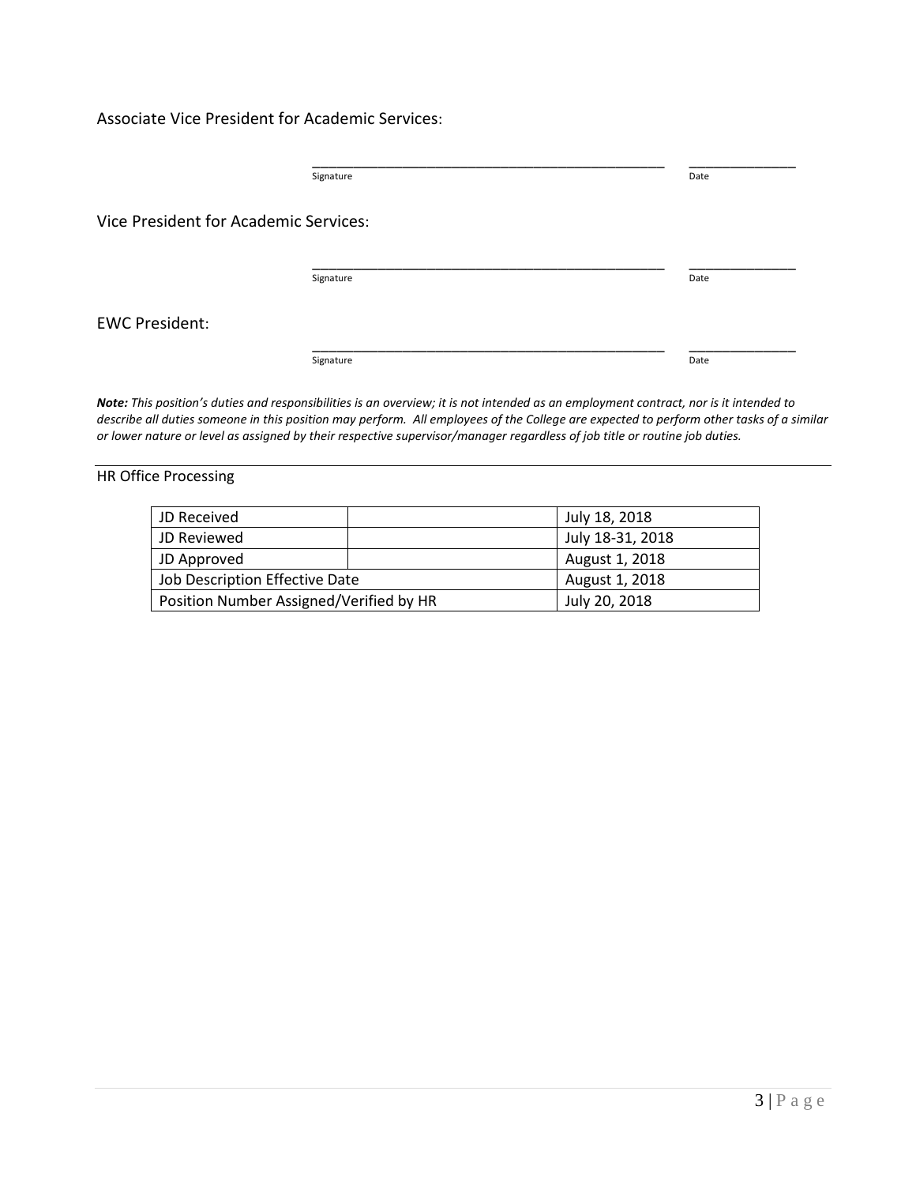Associate Vice President for Academic Services:

\_\_\_\_\_\_\_\_\_\_\_\_\_\_\_\_\_\_\_\_\_\_\_\_\_\_\_\_\_\_\_\_\_\_\_\_\_\_\_\_\_\_\_\_ \_\_\_\_\_\_\_\_\_\_\_\_\_\_
Signature Date

Vice President for Academic Services:

\_\_\_\_\_\_\_\_\_\_\_\_\_\_\_\_\_\_\_\_\_\_\_\_\_\_\_\_\_\_\_\_\_\_\_\_\_\_\_\_\_\_\_\_ \_\_\_\_\_\_\_\_\_\_\_\_\_\_
Signature Date

EWC President:

\_\_\_\_\_\_\_\_\_\_\_\_\_\_\_\_\_\_\_\_\_\_\_\_\_\_\_\_\_\_\_\_\_\_\_\_\_\_\_\_\_\_\_\_ \_\_\_\_\_\_\_\_\_\_\_\_\_\_
Signature Date

***Note:*** *This position's duties and responsibilities is an overview; it is not intended as an employment contract, nor is it intended to describe all duties someone in this position may perform. All employees of the College are expected to perform other tasks of a similar or lower nature or level as assigned by their respective supervisor/manager regardless of job title or routine job duties.*

HR Office Processing

| | | |
|---|---|---|
| JD Received | | July 18, 2018 |
| JD Reviewed | | July 18-31, 2018 |
| JD Approved | | August 1, 2018 |
| Job Description Effective Date | | August 1, 2018 |
| Position Number Assigned/Verified by HR | | July 20, 2018 |